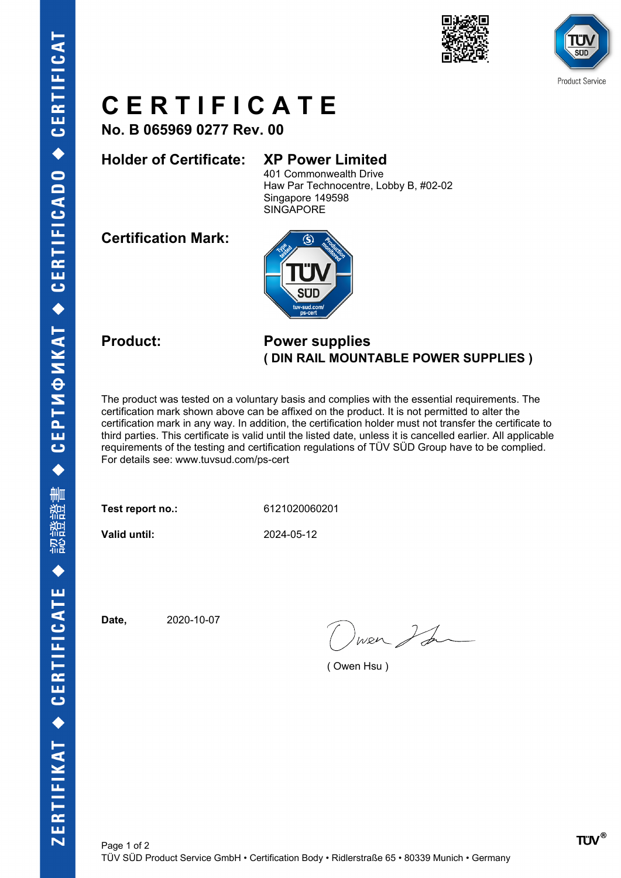# CERTIFICATE

**No. B 065969 0277 Rev. 00**

**Holder of Certificate:** **XP Power Limited**
401 Commonwealth Drive
Haw Par Technocentre, Lobby B, #02-02
Singapore 149598
SINGAPORE

**Certification Mark:**

**Product:** **Power supplies**
**( DIN RAIL MOUNTABLE POWER SUPPLIES )**

The product was tested on a voluntary basis and complies with the essential requirements. The certification mark shown above can be affixed on the product. It is not permitted to alter the certification mark in any way. In addition, the certification holder must not transfer the certificate to third parties. This certificate is valid until the listed date, unless it is cancelled earlier. All applicable requirements of the testing and certification regulations of TÜV SÜD Group have to be complied. For details see: www.tuvsud.com/ps-cert

**Test report no.:** 6121020060201

**Valid until:** 2024-05-12

**Date,** 2020-10-07

( Owen Hsu )

TÜV SÜD Product Service GmbH • Certification Body • Ridlerstraße 65 • 80339 Munich • Germany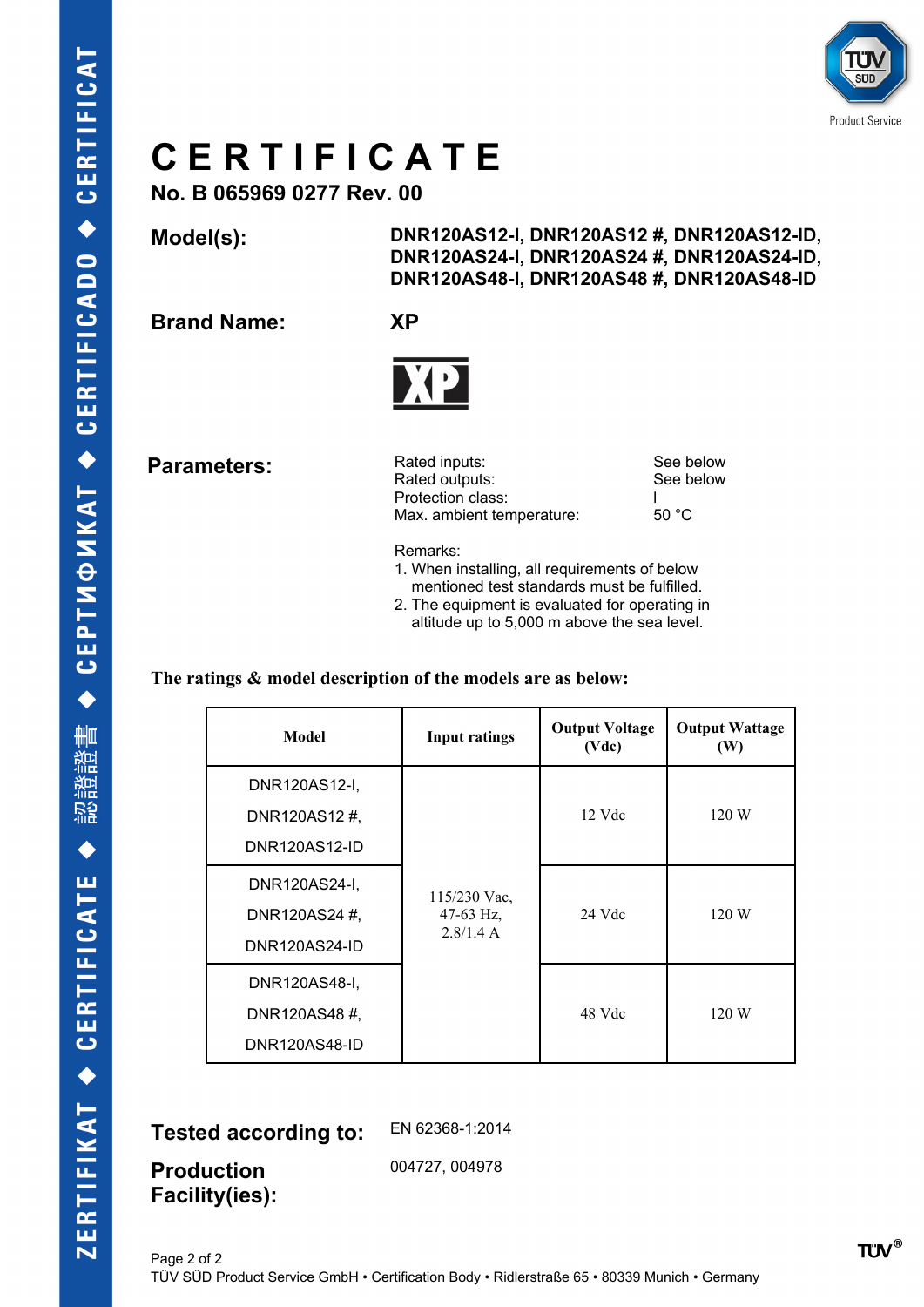# CERTIFICATE

**No. B 065969 0277 Rev. 00**

**Model(s):** DNR120AS12-I, DNR120AS12 #, DNR120AS12-ID, DNR120AS24-I, DNR120AS24 #, DNR120AS24-ID, DNR120AS48-I, DNR120AS48 #, DNR120AS48-ID

**Brand Name:** XP

**Parameters:**

| | |
|---|---|
| Rated inputs: | See below |
| Rated outputs: | See below |
| Protection class: | I |
| Max. ambient temperature: | 50 °C |

Remarks:

1. When installing, all requirements of below mentioned test standards must be fulfilled.
2. The equipment is evaluated for operating in altitude up to 5,000 m above the sea level.

**The ratings & model description of the models are as below:**

| Model | Input ratings | Output Voltage (Vdc) | Output Wattage (W) |
|---|---|---|---|
| DNR120AS12-I, DNR120AS12 #, DNR120AS12-ID | 115/230 Vac, 47-63 Hz, 2.8/1.4 A | 12 Vdc | 120 W |
| DNR120AS24-I, DNR120AS24 #, DNR120AS24-ID | 115/230 Vac, 47-63 Hz, 2.8/1.4 A | 24 Vdc | 120 W |
| DNR120AS48-I, DNR120AS48 #, DNR120AS48-ID | 115/230 Vac, 47-63 Hz, 2.8/1.4 A | 48 Vdc | 120 W |

**Tested according to:** EN 62368-1:2014

**Production Facility(ies):** 004727, 004978

TÜV SÜD Product Service GmbH • Certification Body • Ridlerstraße 65 • 80339 Munich • Germany